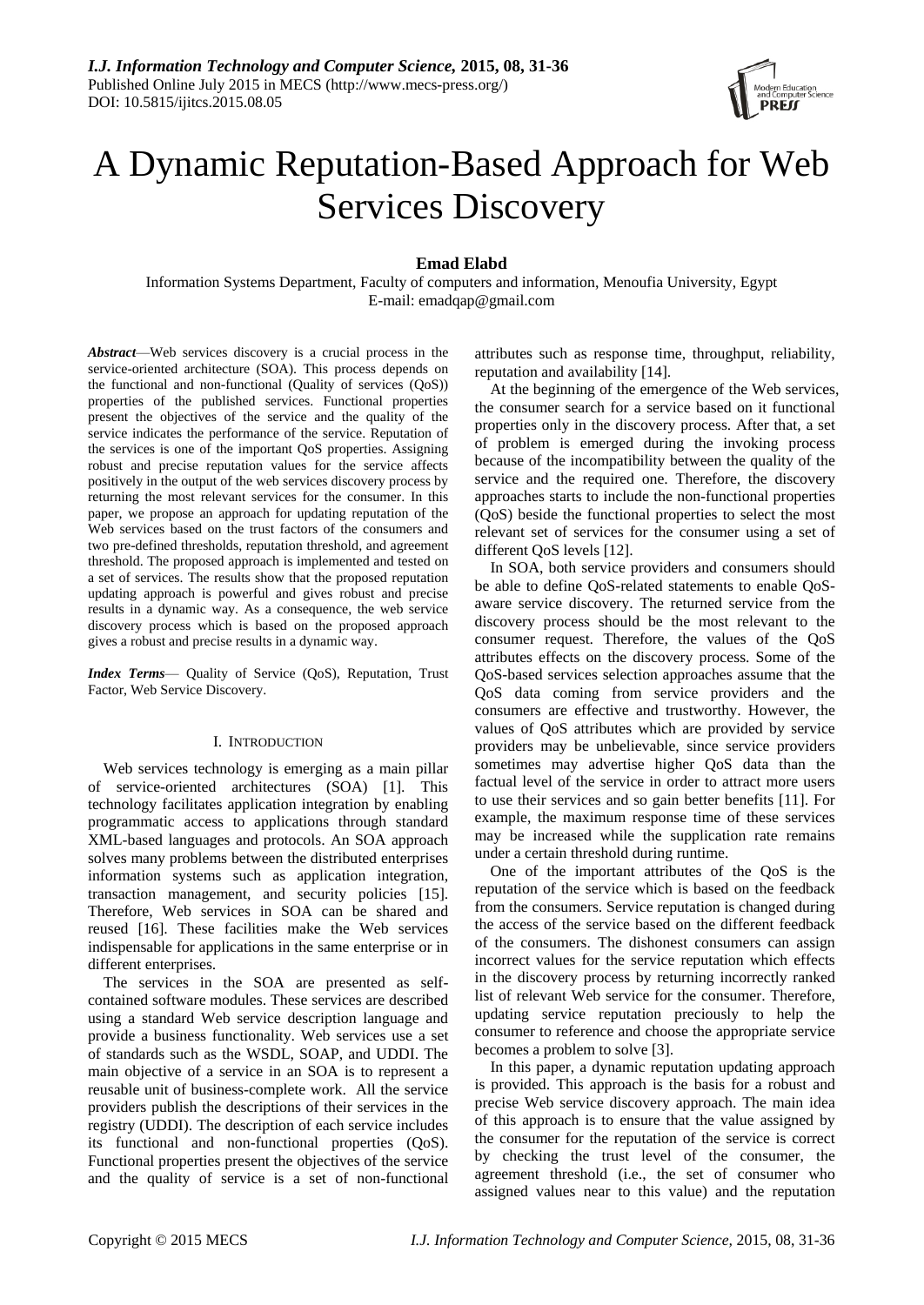# A Dynamic Reputation-Based Approach for Web Services Discovery

**Emad Elabd**

Information Systems Department, Faculty of computers and information, Menoufia University, Egypt
E-mail: emadqap@gmail.com

***Abstract***—Web services discovery is a crucial process in the service-oriented architecture (SOA). This process depends on the functional and non-functional (Quality of services (QoS)) properties of the published services. Functional properties present the objectives of the service and the quality of the service indicates the performance of the service. Reputation of the services is one of the important QoS properties. Assigning robust and precise reputation values for the service affects positively in the output of the web services discovery process by returning the most relevant services for the consumer. In this paper, we propose an approach for updating reputation of the Web services based on the trust factors of the consumers and two pre-defined thresholds, reputation threshold, and agreement threshold. The proposed approach is implemented and tested on a set of services. The results show that the proposed reputation updating approach is powerful and gives robust and precise results in a dynamic way. As a consequence, the web service discovery process which is based on the proposed approach gives a robust and precise results in a dynamic way.

***Index Terms***— Quality of Service (QoS), Reputation, Trust Factor, Web Service Discovery.

## I. Introduction

Web services technology is emerging as a main pillar of service-oriented architectures (SOA) [1]. This technology facilitates application integration by enabling programmatic access to applications through standard XML-based languages and protocols. An SOA approach solves many problems between the distributed enterprises information systems such as application integration, transaction management, and security policies [15]. Therefore, Web services in SOA can be shared and reused [16]. These facilities make the Web services indispensable for applications in the same enterprise or in different enterprises.

The services in the SOA are presented as self-contained software modules. These services are described using a standard Web service description language and provide a business functionality. Web services use a set of standards such as the WSDL, SOAP, and UDDI. The main objective of a service in an SOA is to represent a reusable unit of business-complete work. All the service providers publish the descriptions of their services in the registry (UDDI). The description of each service includes its functional and non-functional properties (QoS). Functional properties present the objectives of the service and the quality of service is a set of non-functional attributes such as response time, throughput, reliability, reputation and availability [14].

At the beginning of the emergence of the Web services, the consumer search for a service based on it functional properties only in the discovery process. After that, a set of problem is emerged during the invoking process because of the incompatibility between the quality of the service and the required one. Therefore, the discovery approaches starts to include the non-functional properties (QoS) beside the functional properties to select the most relevant set of services for the consumer using a set of different QoS levels [12].

In SOA, both service providers and consumers should be able to define QoS-related statements to enable QoS-aware service discovery. The returned service from the discovery process should be the most relevant to the consumer request. Therefore, the values of the QoS attributes effects on the discovery process. Some of the QoS-based services selection approaches assume that the QoS data coming from service providers and the consumers are effective and trustworthy. However, the values of QoS attributes which are provided by service providers may be unbelievable, since service providers sometimes may advertise higher QoS data than the factual level of the service in order to attract more users to use their services and so gain better benefits [11]. For example, the maximum response time of these services may be increased while the supplication rate remains under a certain threshold during runtime.

One of the important attributes of the QoS is the reputation of the service which is based on the feedback from the consumers. Service reputation is changed during the access of the service based on the different feedback of the consumers. The dishonest consumers can assign incorrect values for the service reputation which effects in the discovery process by returning incorrectly ranked list of relevant Web service for the consumer. Therefore, updating service reputation preciously to help the consumer to reference and choose the appropriate service becomes a problem to solve [3].

In this paper, a dynamic reputation updating approach is provided. This approach is the basis for a robust and precise Web service discovery approach. The main idea of this approach is to ensure that the value assigned by the consumer for the reputation of the service is correct by checking the trust level of the consumer, the agreement threshold (i.e., the set of consumer who assigned values near to this value) and the reputation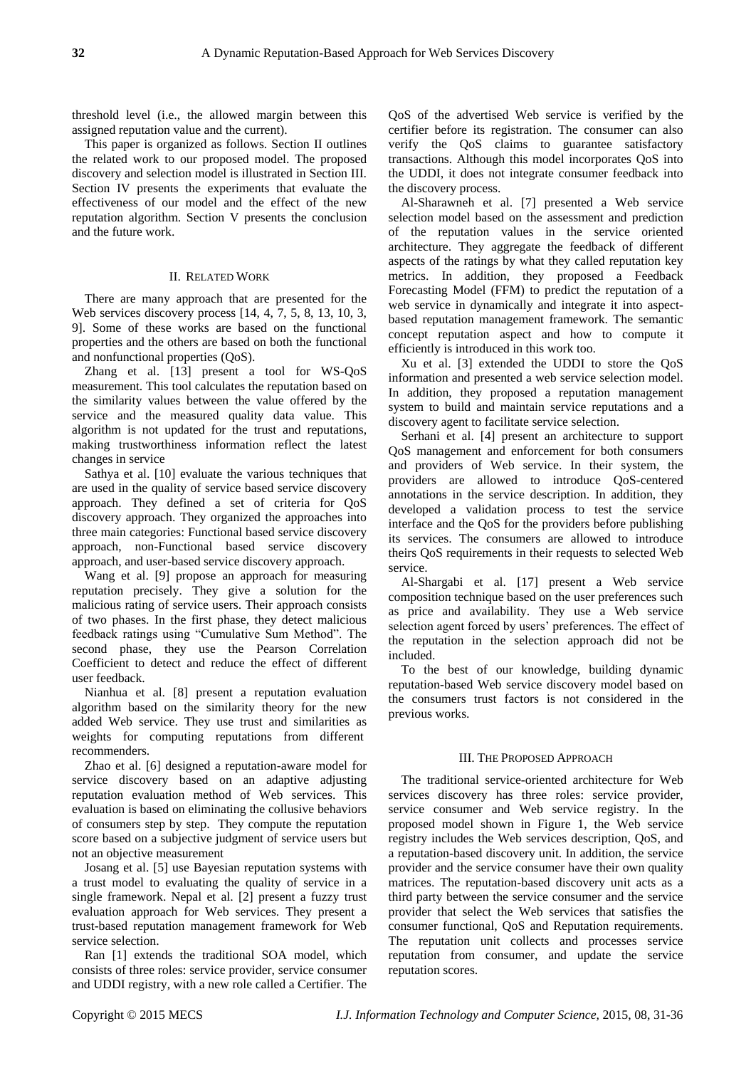threshold level (i.e., the allowed margin between this assigned reputation value and the current).

This paper is organized as follows. Section II outlines the related work to our proposed model. The proposed discovery and selection model is illustrated in Section III. Section IV presents the experiments that evaluate the effectiveness of our model and the effect of the new reputation algorithm. Section V presents the conclusion and the future work.

## II. Related Work

There are many approach that are presented for the Web services discovery process [14, 4, 7, 5, 8, 13, 10, 3, 9]. Some of these works are based on the functional properties and the others are based on both the functional and nonfunctional properties (QoS).

Zhang et al. [13] present a tool for WS-QoS measurement. This tool calculates the reputation based on the similarity values between the value offered by the service and the measured quality data value. This algorithm is not updated for the trust and reputations, making trustworthiness information reflect the latest changes in service

Sathya et al. [10] evaluate the various techniques that are used in the quality of service based service discovery approach. They defined a set of criteria for QoS discovery approach. They organized the approaches into three main categories: Functional based service discovery approach, non-Functional based service discovery approach, and user-based service discovery approach.

Wang et al. [9] propose an approach for measuring reputation precisely. They give a solution for the malicious rating of service users. Their approach consists of two phases. In the first phase, they detect malicious feedback ratings using "Cumulative Sum Method". The second phase, they use the Pearson Correlation Coefficient to detect and reduce the effect of different user feedback.

Nianhua et al. [8] present a reputation evaluation algorithm based on the similarity theory for the new added Web service. They use trust and similarities as weights for computing reputations from different recommenders.

Zhao et al. [6] designed a reputation-aware model for service discovery based on an adaptive adjusting reputation evaluation method of Web services. This evaluation is based on eliminating the collusive behaviors of consumers step by step. They compute the reputation score based on a subjective judgment of service users but not an objective measurement

Josang et al. [5] use Bayesian reputation systems with a trust model to evaluating the quality of service in a single framework. Nepal et al. [2] present a fuzzy trust evaluation approach for Web services. They present a trust-based reputation management framework for Web service selection.

Ran [1] extends the traditional SOA model, which consists of three roles: service provider, service consumer and UDDI registry, with a new role called a Certifier. The QoS of the advertised Web service is verified by the certifier before its registration. The consumer can also verify the QoS claims to guarantee satisfactory transactions. Although this model incorporates QoS into the UDDI, it does not integrate consumer feedback into the discovery process.

Al-Sharawneh et al. [7] presented a Web service selection model based on the assessment and prediction of the reputation values in the service oriented architecture. They aggregate the feedback of different aspects of the ratings by what they called reputation key metrics. In addition, they proposed a Feedback Forecasting Model (FFM) to predict the reputation of a web service in dynamically and integrate it into aspect-based reputation management framework. The semantic concept reputation aspect and how to compute it efficiently is introduced in this work too.

Xu et al. [3] extended the UDDI to store the QoS information and presented a web service selection model. In addition, they proposed a reputation management system to build and maintain service reputations and a discovery agent to facilitate service selection.

Serhani et al. [4] present an architecture to support QoS management and enforcement for both consumers and providers of Web service. In their system, the providers are allowed to introduce QoS-centered annotations in the service description. In addition, they developed a validation process to test the service interface and the QoS for the providers before publishing its services. The consumers are allowed to introduce theirs QoS requirements in their requests to selected Web service.

Al-Shargabi et al. [17] present a Web service composition technique based on the user preferences such as price and availability. They use a Web service selection agent forced by users' preferences. The effect of the reputation in the selection approach did not be included.

To the best of our knowledge, building dynamic reputation-based Web service discovery model based on the consumers trust factors is not considered in the previous works.

## III. The Proposed Approach

The traditional service-oriented architecture for Web services discovery has three roles: service provider, service consumer and Web service registry. In the proposed model shown in Figure 1, the Web service registry includes the Web services description, QoS, and a reputation-based discovery unit. In addition, the service provider and the service consumer have their own quality matrices. The reputation-based discovery unit acts as a third party between the service consumer and the service provider that select the Web services that satisfies the consumer functional, QoS and Reputation requirements. The reputation unit collects and processes service reputation from consumer, and update the service reputation scores.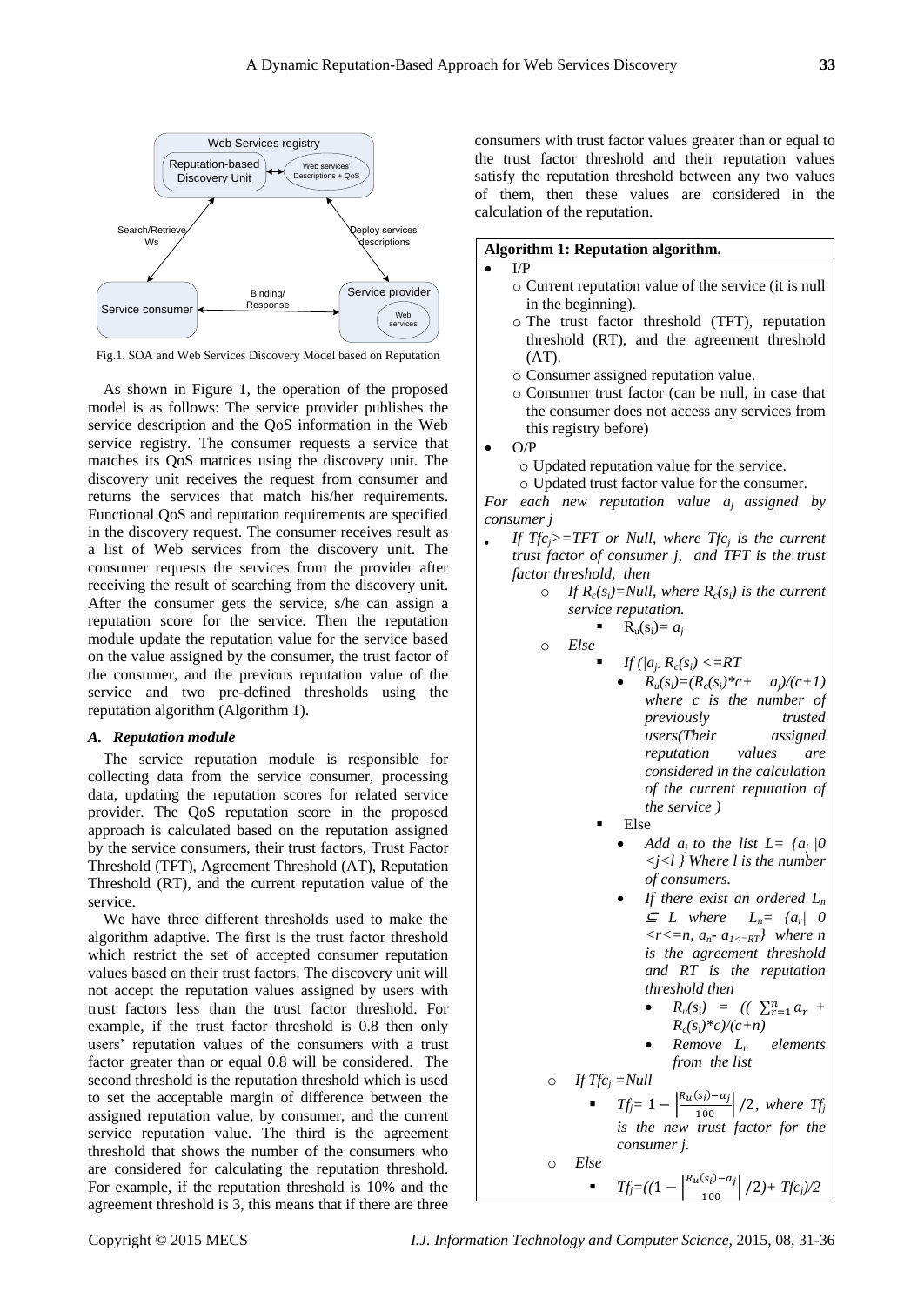Fig.1. SOA and Web Services Discovery Model based on Reputation

As shown in Figure 1, the operation of the proposed model is as follows: The service provider publishes the service description and the QoS information in the Web service registry. The consumer requests a service that matches its QoS matrices using the discovery unit. The discovery unit receives the request from consumer and returns the services that match his/her requirements. Functional QoS and reputation requirements are specified in the discovery request. The consumer receives result as a list of Web services from the discovery unit. The consumer requests the services from the provider after receiving the result of searching from the discovery unit. After the consumer gets the service, s/he can assign a reputation score for the service. Then the reputation module update the reputation value for the service based on the value assigned by the consumer, the trust factor of the consumer, and the previous reputation value of the service and two pre-defined thresholds using the reputation algorithm (Algorithm 1).

### *A. Reputation module*

The service reputation module is responsible for collecting data from the service consumer, processing data, updating the reputation scores for related service provider. The QoS reputation score in the proposed approach is calculated based on the reputation assigned by the service consumers, their trust factors, Trust Factor Threshold (TFT), Agreement Threshold (AT), Reputation Threshold (RT), and the current reputation value of the service.

We have three different thresholds used to make the algorithm adaptive. The first is the trust factor threshold which restrict the set of accepted consumer reputation values based on their trust factors. The discovery unit will not accept the reputation values assigned by users with trust factors less than the trust factor threshold. For example, if the trust factor threshold is 0.8 then only users' reputation values of the consumers with a trust factor greater than or equal 0.8 will be considered. The second threshold is the reputation threshold which is used to set the acceptable margin of difference between the assigned reputation value, by consumer, and the current service reputation value. The third is the agreement threshold that shows the number of the consumers who are considered for calculating the reputation threshold. For example, if the reputation threshold is 10% and the agreement threshold is 3, this means that if there are three consumers with trust factor values greater than or equal to the trust factor threshold and their reputation values satisfy the reputation threshold between any two values of them, then these values are considered in the calculation of the reputation.

**Algorithm 1: Reputation algorithm.**

- I/P
  - o Current reputation value of the service (it is null in the beginning).
  - o The trust factor threshold (TFT), reputation threshold (RT), and the agreement threshold (AT).
  - o Consumer assigned reputation value.
  - o Consumer trust factor (can be null, in case that the consumer does not access any services from this registry before)
- O/P
  - o Updated reputation value for the service.
  - o Updated trust factor value for the consumer.

*For each new reputation value $a_j$ assigned by consumer j*

- *If $Tfc_j$>=TFT or Null, where $Tfc_j$ is the current trust factor of consumer j, and TFT is the trust factor threshold, then*
  - o *If $R_c(s_i)$=Null, where $R_c(s_i)$ is the current service reputation.*
    - $R_u(s_i) = a_j$
  - o *Else*
    - *If ($|a_j - R_c(s_i)|$<=RT*
      - $R_u(s_i)=(R_c(s_i)*c+\ a_j)/(c+1)$ *where c is the number of previously trusted users(Their assigned reputation values are considered in the calculation of the current reputation of the service )*
    - Else
      - *Add $a_j$ to the list $L=\{a_j \mid 0<j<l\}$ Where l is the number of consumers.*
      - *If there exist an ordered $L_n \subseteq L$ where $L_n=\{a_r \mid 0<r<=n, a_n - a_{1<=RT}\}$ where n is the agreement threshold and RT is the reputation threshold then*
        - $R_u(s_i) = ((\sum_{r=1}^{n} a_r + R_c(s_i)*c)/(c+n)$
        - *Remove $L_n$ elements from the list*
  - o *If $Tfc_j$ =Null*
    - $Tf_j = 1-\left|\frac{R_u(s_i)-a_j}{100}\right|/2$, *where $Tf_j$ is the new trust factor for the consumer j.*
  - o *Else*
    - $Tf_j=((1-\left|\frac{R_u(s_i)-a_j}{100}\right|/2)+ Tfc_j)/2$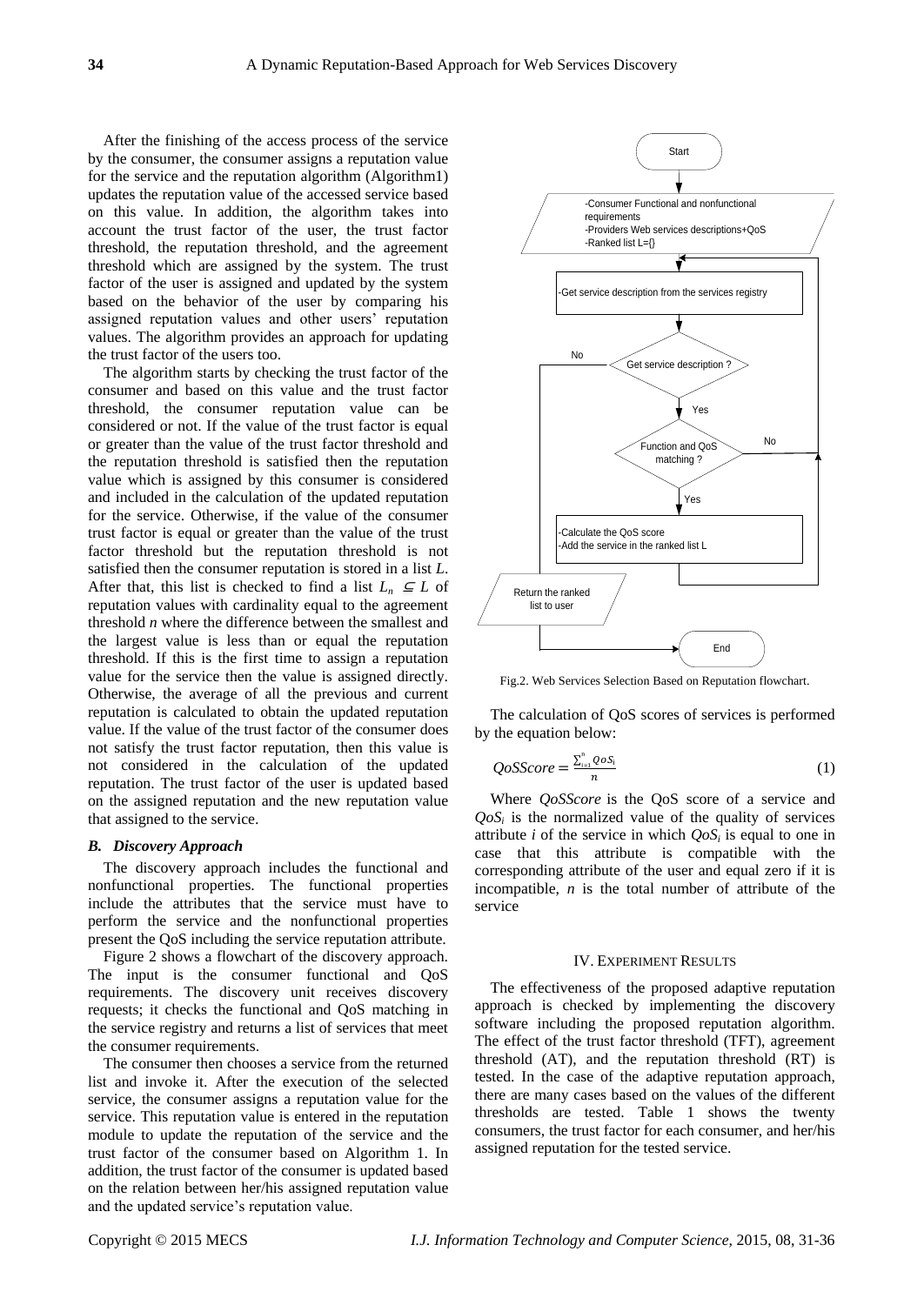After the finishing of the access process of the service by the consumer, the consumer assigns a reputation value for the service and the reputation algorithm (Algorithm1) updates the reputation value of the accessed service based on this value. In addition, the algorithm takes into account the trust factor of the user, the trust factor threshold, the reputation threshold, and the agreement threshold which are assigned by the system. The trust factor of the user is assigned and updated by the system based on the behavior of the user by comparing his assigned reputation values and other users' reputation values. The algorithm provides an approach for updating the trust factor of the users too.

The algorithm starts by checking the trust factor of the consumer and based on this value and the trust factor threshold, the consumer reputation value can be considered or not. If the value of the trust factor is equal or greater than the value of the trust factor threshold and the reputation threshold is satisfied then the reputation value which is assigned by this consumer is considered and included in the calculation of the updated reputation for the service. Otherwise, if the value of the consumer trust factor is equal or greater than the value of the trust factor threshold but the reputation threshold is not satisfied then the consumer reputation is stored in a list *L*. After that, this list is checked to find a list $L_n \subseteq L$ of reputation values with cardinality equal to the agreement threshold *n* where the difference between the smallest and the largest value is less than or equal the reputation threshold. If this is the first time to assign a reputation value for the service then the value is assigned directly. Otherwise, the average of all the previous and current reputation is calculated to obtain the updated reputation value. If the value of the trust factor of the consumer does not satisfy the trust factor reputation, then this value is not considered in the calculation of the updated reputation. The trust factor of the user is updated based on the assigned reputation and the new reputation value that assigned to the service.

### *B. Discovery Approach*

The discovery approach includes the functional and nonfunctional properties. The functional properties include the attributes that the service must have to perform the service and the nonfunctional properties present the QoS including the service reputation attribute.

Figure 2 shows a flowchart of the discovery approach. The input is the consumer functional and QoS requirements. The discovery unit receives discovery requests; it checks the functional and QoS matching in the service registry and returns a list of services that meet the consumer requirements.

The consumer then chooses a service from the returned list and invoke it. After the execution of the selected service, the consumer assigns a reputation value for the service. This reputation value is entered in the reputation module to update the reputation of the service and the trust factor of the consumer based on Algorithm 1. In addition, the trust factor of the consumer is updated based on the relation between her/his assigned reputation value and the updated service's reputation value.

Fig.2. Web Services Selection Based on Reputation flowchart.

The calculation of QoS scores of services is performed by the equation below:

$$QoSScore = \frac{\sum_{i=1}^{n} QoS_i}{n} \tag{1}$$

Where *QoSScore* is the QoS score of a service and $QoS_i$ is the normalized value of the quality of services attribute *i* of the service in which $QoS_i$ is equal to one in case that this attribute is compatible with the corresponding attribute of the user and equal zero if it is incompatible, *n* is the total number of attribute of the service

## IV. Experiment Results

The effectiveness of the proposed adaptive reputation approach is checked by implementing the discovery software including the proposed reputation algorithm. The effect of the trust factor threshold (TFT), agreement threshold (AT), and the reputation threshold (RT) is tested. In the case of the adaptive reputation approach, there are many cases based on the values of the different thresholds are tested. Table 1 shows the twenty consumers, the trust factor for each consumer, and her/his assigned reputation for the tested service.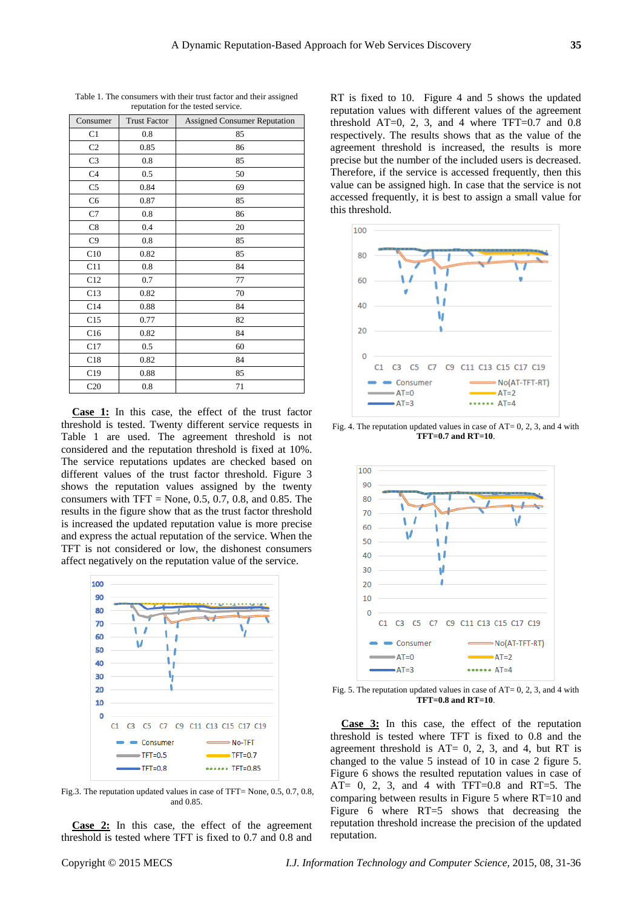Table 1. The consumers with their trust factor and their assigned reputation for the tested service.

| Consumer | Trust Factor | Assigned Consumer Reputation |
|---|---|---|
| C1 | 0.8 | 85 |
| C2 | 0.85 | 86 |
| C3 | 0.8 | 85 |
| C4 | 0.5 | 50 |
| C5 | 0.84 | 69 |
| C6 | 0.87 | 85 |
| C7 | 0.8 | 86 |
| C8 | 0.4 | 20 |
| C9 | 0.8 | 85 |
| C10 | 0.82 | 85 |
| C11 | 0.8 | 84 |
| C12 | 0.7 | 77 |
| C13 | 0.82 | 70 |
| C14 | 0.88 | 84 |
| C15 | 0.77 | 82 |
| C16 | 0.82 | 84 |
| C17 | 0.5 | 60 |
| C18 | 0.82 | 84 |
| C19 | 0.88 | 85 |
| C20 | 0.8 | 71 |

**Case 1:** In this case, the effect of the trust factor threshold is tested. Twenty different service requests in Table 1 are used. The agreement threshold is not considered and the reputation threshold is fixed at 10%. The service reputations updates are checked based on different values of the trust factor threshold. Figure 3 shows the reputation values assigned by the twenty consumers with TFT = None, 0.5, 0.7, 0.8, and 0.85. The results in the figure show that as the trust factor threshold is increased the updated reputation value is more precise and express the actual reputation of the service. When the TFT is not considered or low, the dishonest consumers affect negatively on the reputation value of the service.

Fig.3. The reputation updated values in case of TFT= None, 0.5, 0.7, 0.8, and 0.85.

**Case 2:** In this case, the effect of the agreement threshold is tested where TFT is fixed to 0.7 and 0.8 and RT is fixed to 10. Figure 4 and 5 shows the updated reputation values with different values of the agreement threshold AT=0, 2, 3, and 4 where TFT=0.7 and 0.8 respectively. The results shows that as the value of the agreement threshold is increased, the results is more precise but the number of the included users is decreased. Therefore, if the service is accessed frequently, then this value can be assigned high. In case that the service is not accessed frequently, it is best to assign a small value for this threshold.

Fig. 4. The reputation updated values in case of AT= 0, 2, 3, and 4 with **TFT=0.7 and RT=10**.

Fig. 5. The reputation updated values in case of AT= 0, 2, 3, and 4 with **TFT=0.8 and RT=10**.

**Case 3:** In this case, the effect of the reputation threshold is tested where TFT is fixed to 0.8 and the agreement threshold is AT= 0, 2, 3, and 4, but RT is changed to the value 5 instead of 10 in case 2 figure 5. Figure 6 shows the resulted reputation values in case of AT= 0, 2, 3, and 4 with TFT=0.8 and RT=5. The comparing between results in Figure 5 where RT=10 and Figure 6 where RT=5 shows that decreasing the reputation threshold increase the precision of the updated reputation.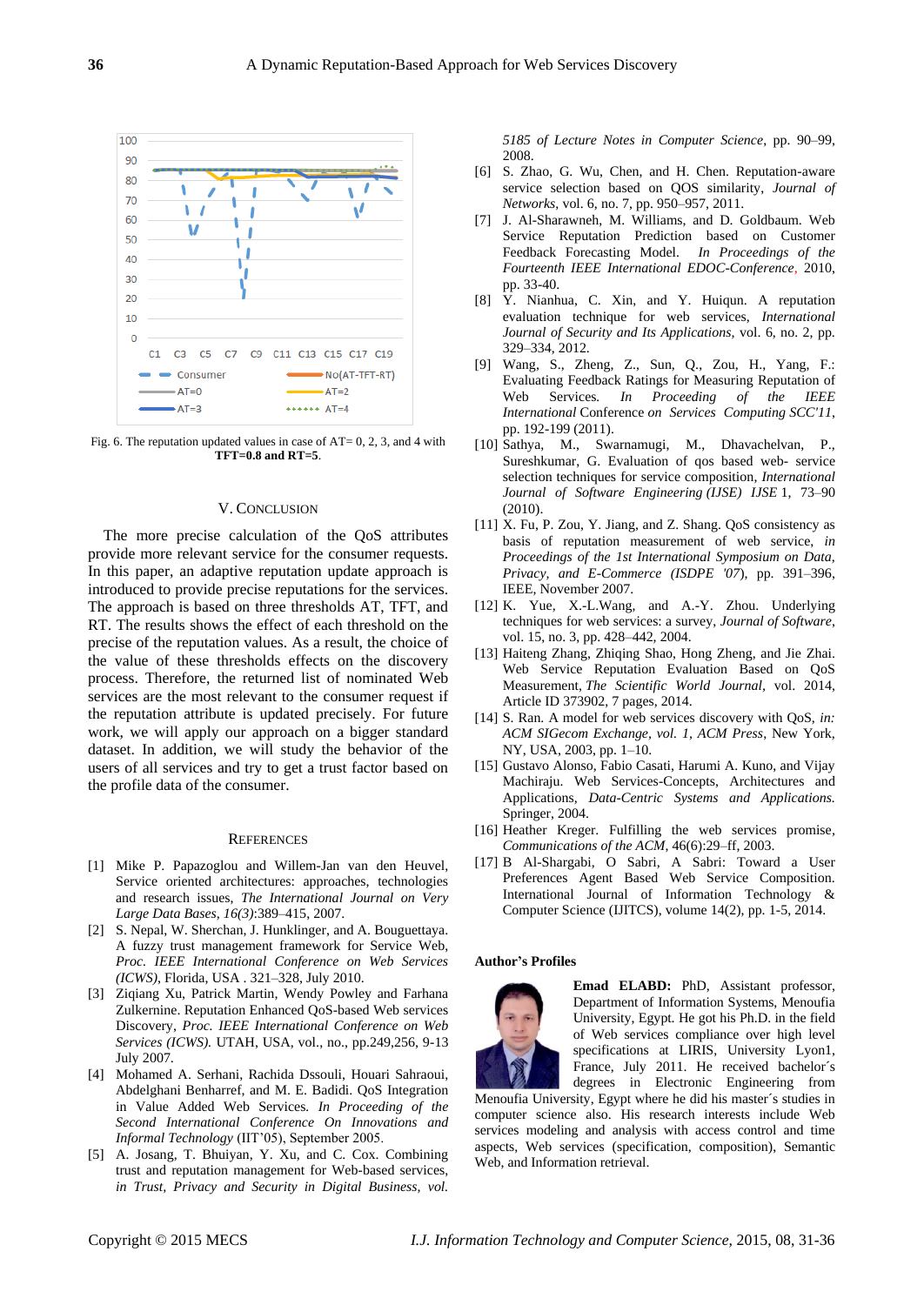100
90
80
70
60
50
40
30
20
10
0

C1 C3 C5 C7 C9 C11 C13 C15 C17 C19

Consumer
NO(AT-TFT-RT)
AT=0
AT=2
AT=3
AT=4

Fig. 6. The reputation updated values in case of AT= 0, 2, 3, and 4 with **TFT=0.8 and RT=5**.

## V. CONCLUSION

The more precise calculation of the QoS attributes provide more relevant service for the consumer requests. In this paper, an adaptive reputation update approach is introduced to provide precise reputations for the services. The approach is based on three thresholds AT, TFT, and RT. The results shows the effect of each threshold on the precise of the reputation values. As a result, the choice of the value of these thresholds effects on the discovery process. Therefore, the returned list of nominated Web services are the most relevant to the consumer request if the reputation attribute is updated precisely. For future work, we will apply our approach on a bigger standard dataset. In addition, we will study the behavior of the users of all services and try to get a trust factor based on the profile data of the consumer.

## REFERENCES

[1] Mike P. Papazoglou and Willem-Jan van den Heuvel, Service oriented architectures: approaches, technologies and research issues, *The International Journal on Very Large Data Bases, 16(3)*:389–415, 2007.

[2] S. Nepal, W. Sherchan, J. Hunklinger, and A. Bouguettaya. A fuzzy trust management framework for Service Web, *Proc. IEEE International Conference on Web Services (ICWS)*, Florida, USA . 321–328, July 2010.

[3] Ziqiang Xu, Patrick Martin, Wendy Powley and Farhana Zulkernine. Reputation Enhanced QoS-based Web services Discovery, *Proc. IEEE International Conference on Web Services (ICWS).* UTAH, USA, vol., no., pp.249,256, 9-13 July 2007.

[4] Mohamed A. Serhani, Rachida Dssouli, Houari Sahraoui, Abdelghani Benharref, and M. E. Badidi. QoS Integration in Value Added Web Services. *In Proceeding of the Second International Conference On Innovations and Informal Technology* (IIT'05), September 2005.

[5] A. Josang, T. Bhuiyan, Y. Xu, and C. Cox. Combining trust and reputation management for Web-based services, *in Trust, Privacy and Security in Digital Business, vol. 5185 of Lecture Notes in Computer Science*, pp. 90–99, 2008.

[6] S. Zhao, G. Wu, Chen, and H. Chen. Reputation-aware service selection based on QOS similarity, *Journal of Networks*, vol. 6, no. 7, pp. 950–957, 2011.

[7] J. Al-Sharawneh, M. Williams, and D. Goldbaum. Web Service Reputation Prediction based on Customer Feedback Forecasting Model. *In Proceedings of the Fourteenth IEEE International EDOC-Conference*, 2010, pp. 33-40.

[8] Y. Nianhua, C. Xin, and Y. Huiqun. A reputation evaluation technique for web services, *International Journal of Security and Its Applications*, vol. 6, no. 2, pp. 329–334, 2012.

[9] Wang, S., Zheng, Z., Sun, Q., Zou, H., Yang, F.: Evaluating Feedback Ratings for Measuring Reputation of Web Services. *In Proceeding of the IEEE International* Conference *on Services Computing SCC'11*, pp. 192-199 (2011).

[10] Sathya, M., Swarnamugi, M., Dhavachelvan, P., Sureshkumar, G. Evaluation of qos based web- service selection techniques for service composition, *International Journal of Software Engineering (IJSE) IJSE* 1, 73–90 (2010).

[11] X. Fu, P. Zou, Y. Jiang, and Z. Shang. QoS consistency as basis of reputation measurement of web service, *in Proceedings of the 1st International Symposium on Data, Privacy, and E-Commerce (ISDPE '07)*, pp. 391–396, IEEE, November 2007.

[12] K. Yue, X.-L.Wang, and A.-Y. Zhou. Underlying techniques for web services: a survey, *Journal of Software*, vol. 15, no. 3, pp. 428–442, 2004.

[13] Haiteng Zhang, Zhiqing Shao, Hong Zheng, and Jie Zhai. Web Service Reputation Evaluation Based on QoS Measurement, *The Scientific World Journal*, vol. 2014, Article ID 373902, 7 pages, 2014.

[14] S. Ran. A model for web services discovery with QoS, *in: ACM SIGecom Exchange, vol. 1, ACM Press*, New York, NY, USA, 2003, pp. 1–10.

[15] Gustavo Alonso, Fabio Casati, Harumi A. Kuno, and Vijay Machiraju. Web Services-Concepts, Architectures and Applications, *Data-Centric Systems and Applications.* Springer, 2004.

[16] Heather Kreger. Fulfilling the web services promise, *Communications of the ACM*, 46(6):29–ff, 2003.

[17] B Al-Shargabi, O Sabri, A Sabri: Toward a User Preferences Agent Based Web Service Composition. International Journal of Information Technology & Computer Science (IJITCS), volume 14(2), pp. 1-5, 2014.

## Author's Profiles

**Emad ELABD:** PhD, Assistant professor, Department of Information Systems, Menoufia University, Egypt. He got his Ph.D. in the field of Web services compliance over high level specifications at LIRIS, University Lyon1, France, July 2011. He received bachelor´s degrees in Electronic Engineering from Menoufia University, Egypt where he did his master´s studies in computer science also. His research interests include Web services modeling and analysis with access control and time aspects, Web services (specification, composition), Semantic Web, and Information retrieval.